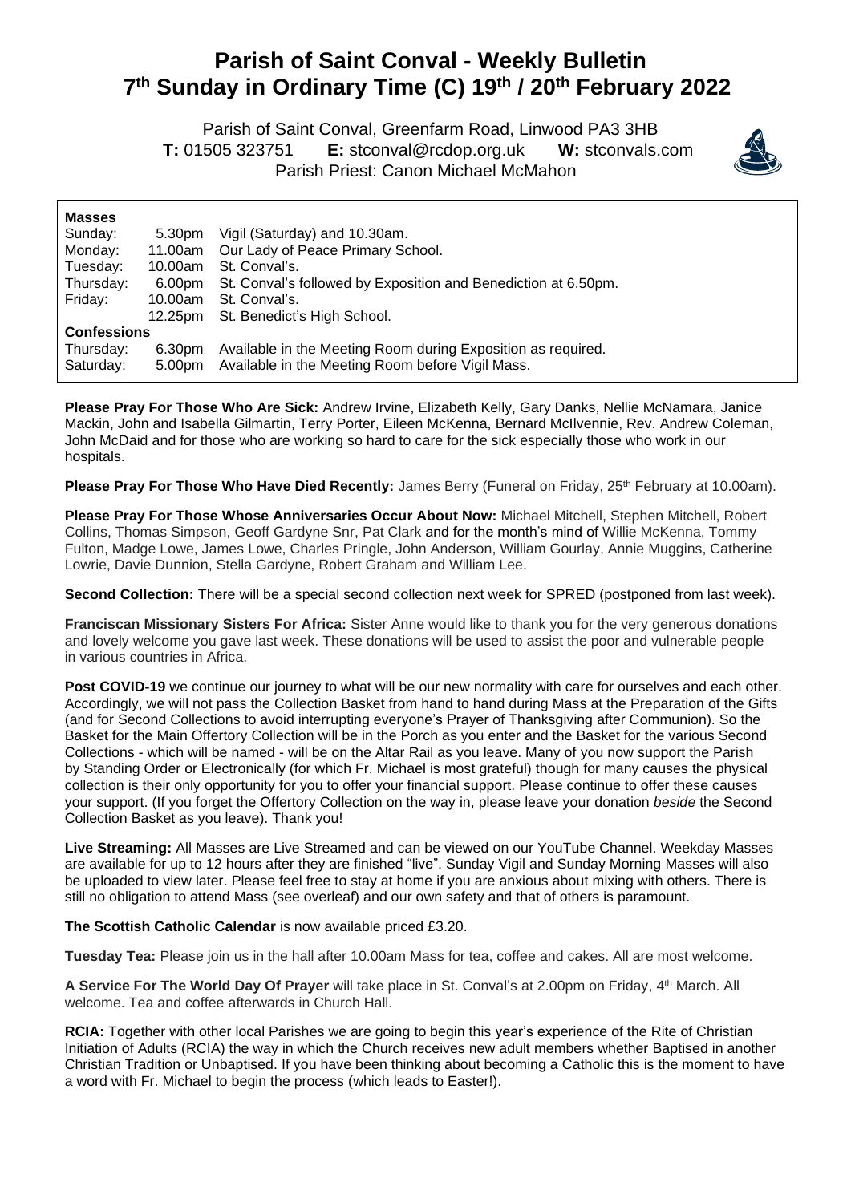# Parish of Saint Conval - Weekly Bulletin
# 7th Sunday in Ordinary Time (C) 19th / 20th February 2022

Parish of Saint Conval, Greenfarm Road, Linwood PA3 3HB
**T:** 01505 323751 **E:** stconval@rcdop.org.uk **W:** stconvals.com
Parish Priest: Canon Michael McMahon

**Masses**

| | | |
|---|---|---|
| Sunday: | 5.30pm | Vigil (Saturday) and 10.30am. |
| Monday: | 11.00am | Our Lady of Peace Primary School. |
| Tuesday: | 10.00am | St. Conval's. |
| Thursday: | 6.00pm | St. Conval's followed by Exposition and Benediction at 6.50pm. |
| Friday: | 10.00am | St. Conval's. |
| | 12.25pm | St. Benedict's High School. |

**Confessions**

| | | |
|---|---|---|
| Thursday: | 6.30pm | Available in the Meeting Room during Exposition as required. |
| Saturday: | 5.00pm | Available in the Meeting Room before Vigil Mass. |

**Please Pray For Those Who Are Sick:** Andrew Irvine, Elizabeth Kelly, Gary Danks, Nellie McNamara, Janice Mackin, John and Isabella Gilmartin, Terry Porter, Eileen McKenna, Bernard McIlvennie, Rev. Andrew Coleman, John McDaid and for those who are working so hard to care for the sick especially those who work in our hospitals.

**Please Pray For Those Who Have Died Recently:** James Berry (Funeral on Friday, 25th February at 10.00am).

**Please Pray For Those Whose Anniversaries Occur About Now:** Michael Mitchell, Stephen Mitchell, Robert Collins, Thomas Simpson, Geoff Gardyne Snr, Pat Clark and for the month's mind of Willie McKenna, Tommy Fulton, Madge Lowe, James Lowe, Charles Pringle, John Anderson, William Gourlay, Annie Muggins, Catherine Lowrie, Davie Dunnion, Stella Gardyne, Robert Graham and William Lee.

**Second Collection:** There will be a special second collection next week for SPRED (postponed from last week).

**Franciscan Missionary Sisters For Africa:** Sister Anne would like to thank you for the very generous donations and lovely welcome you gave last week. These donations will be used to assist the poor and vulnerable people in various countries in Africa.

**Post COVID-19** we continue our journey to what will be our new normality with care for ourselves and each other. Accordingly, we will not pass the Collection Basket from hand to hand during Mass at the Preparation of the Gifts (and for Second Collections to avoid interrupting everyone's Prayer of Thanksgiving after Communion). So the Basket for the Main Offertory Collection will be in the Porch as you enter and the Basket for the various Second Collections - which will be named - will be on the Altar Rail as you leave. Many of you now support the Parish by Standing Order or Electronically (for which Fr. Michael is most grateful) though for many causes the physical collection is their only opportunity for you to offer your financial support. Please continue to offer these causes your support. (If you forget the Offertory Collection on the way in, please leave your donation *beside* the Second Collection Basket as you leave). Thank you!

**Live Streaming:** All Masses are Live Streamed and can be viewed on our YouTube Channel. Weekday Masses are available for up to 12 hours after they are finished "live". Sunday Vigil and Sunday Morning Masses will also be uploaded to view later. Please feel free to stay at home if you are anxious about mixing with others. There is still no obligation to attend Mass (see overleaf) and our own safety and that of others is paramount.

**The Scottish Catholic Calendar** is now available priced £3.20.

**Tuesday Tea:** Please join us in the hall after 10.00am Mass for tea, coffee and cakes. All are most welcome.

**A Service For The World Day Of Prayer** will take place in St. Conval's at 2.00pm on Friday, 4th March. All welcome. Tea and coffee afterwards in Church Hall.

**RCIA:** Together with other local Parishes we are going to begin this year's experience of the Rite of Christian Initiation of Adults (RCIA) the way in which the Church receives new adult members whether Baptised in another Christian Tradition or Unbaptised. If you have been thinking about becoming a Catholic this is the moment to have a word with Fr. Michael to begin the process (which leads to Easter!).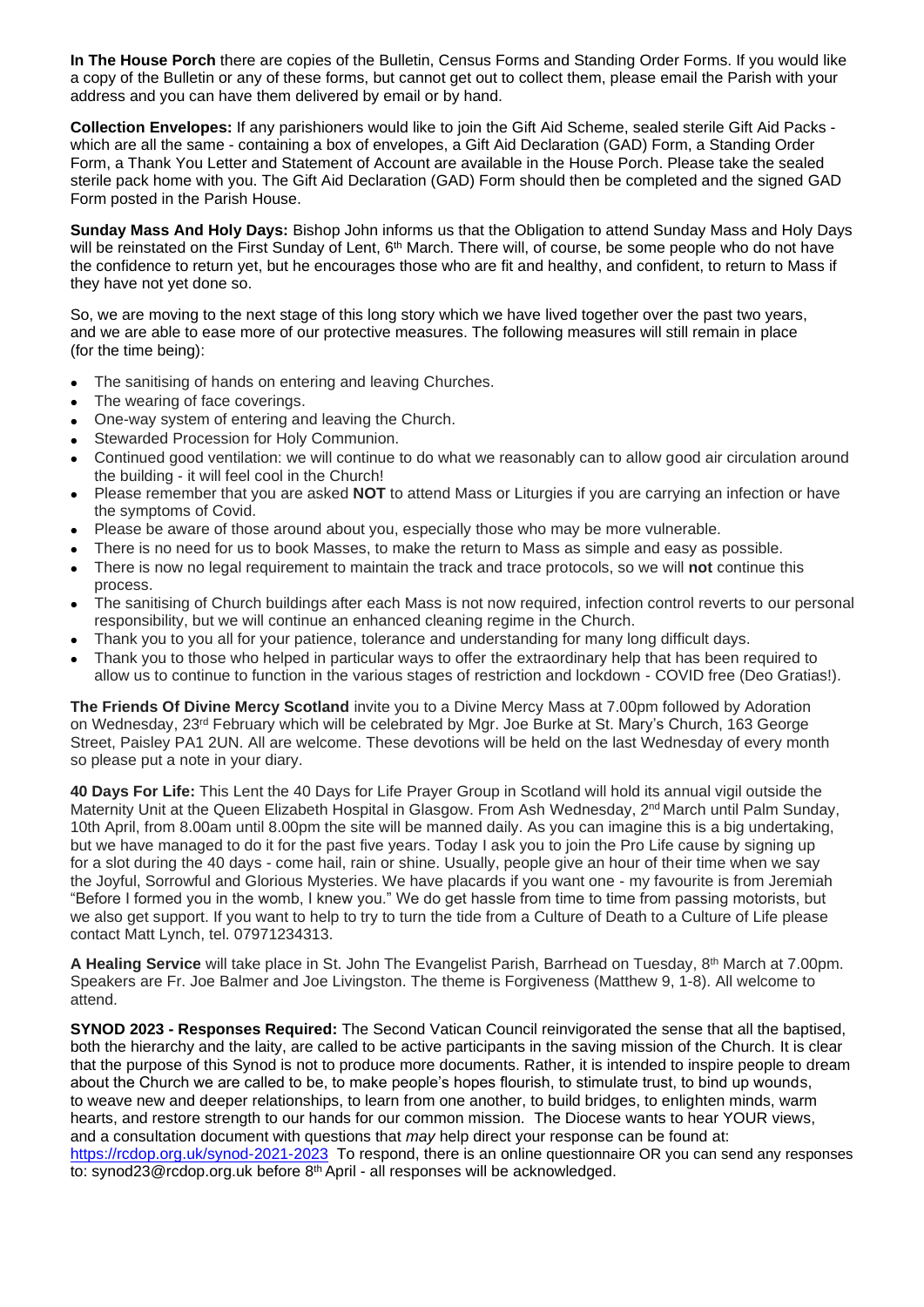**In The House Porch** there are copies of the Bulletin, Census Forms and Standing Order Forms. If you would like a copy of the Bulletin or any of these forms, but cannot get out to collect them, please email the Parish with your address and you can have them delivered by email or by hand.

**Collection Envelopes:** If any parishioners would like to join the Gift Aid Scheme, sealed sterile Gift Aid Packs - which are all the same - containing a box of envelopes, a Gift Aid Declaration (GAD) Form, a Standing Order Form, a Thank You Letter and Statement of Account are available in the House Porch. Please take the sealed sterile pack home with you. The Gift Aid Declaration (GAD) Form should then be completed and the signed GAD Form posted in the Parish House.

**Sunday Mass And Holy Days:** Bishop John informs us that the Obligation to attend Sunday Mass and Holy Days will be reinstated on the First Sunday of Lent, 6th March. There will, of course, be some people who do not have the confidence to return yet, but he encourages those who are fit and healthy, and confident, to return to Mass if they have not yet done so.

So, we are moving to the next stage of this long story which we have lived together over the past two years, and we are able to ease more of our protective measures. The following measures will still remain in place (for the time being):

- The sanitising of hands on entering and leaving Churches.
- The wearing of face coverings.
- One-way system of entering and leaving the Church.
- Stewarded Procession for Holy Communion.
- Continued good ventilation: we will continue to do what we reasonably can to allow good air circulation around the building - it will feel cool in the Church!
- Please remember that you are asked **NOT** to attend Mass or Liturgies if you are carrying an infection or have the symptoms of Covid.
- Please be aware of those around about you, especially those who may be more vulnerable.
- There is no need for us to book Masses, to make the return to Mass as simple and easy as possible.
- There is now no legal requirement to maintain the track and trace protocols, so we will **not** continue this process.
- The sanitising of Church buildings after each Mass is not now required, infection control reverts to our personal responsibility, but we will continue an enhanced cleaning regime in the Church.
- Thank you to you all for your patience, tolerance and understanding for many long difficult days.
- Thank you to those who helped in particular ways to offer the extraordinary help that has been required to allow us to continue to function in the various stages of restriction and lockdown - COVID free (Deo Gratias!).

**The Friends Of Divine Mercy Scotland** invite you to a Divine Mercy Mass at 7.00pm followed by Adoration on Wednesday, 23rd February which will be celebrated by Mgr. Joe Burke at St. Mary's Church, 163 George Street, Paisley PA1 2UN. All are welcome. These devotions will be held on the last Wednesday of every month so please put a note in your diary.

**40 Days For Life:** This Lent the 40 Days for Life Prayer Group in Scotland will hold its annual vigil outside the Maternity Unit at the Queen Elizabeth Hospital in Glasgow. From Ash Wednesday, 2nd March until Palm Sunday, 10th April, from 8.00am until 8.00pm the site will be manned daily. As you can imagine this is a big undertaking, but we have managed to do it for the past five years. Today I ask you to join the Pro Life cause by signing up for a slot during the 40 days - come hail, rain or shine. Usually, people give an hour of their time when we say the Joyful, Sorrowful and Glorious Mysteries. We have placards if you want one - my favourite is from Jeremiah "Before I formed you in the womb, I knew you." We do get hassle from time to time from passing motorists, but we also get support. If you want to help to try to turn the tide from a Culture of Death to a Culture of Life please contact Matt Lynch, tel. 07971234313.

**A Healing Service** will take place in St. John The Evangelist Parish, Barrhead on Tuesday, 8th March at 7.00pm. Speakers are Fr. Joe Balmer and Joe Livingston. The theme is Forgiveness (Matthew 9, 1-8). All welcome to attend.

**SYNOD 2023 - Responses Required:** The Second Vatican Council reinvigorated the sense that all the baptised, both the hierarchy and the laity, are called to be active participants in the saving mission of the Church. It is clear that the purpose of this Synod is not to produce more documents. Rather, it is intended to inspire people to dream about the Church we are called to be, to make people's hopes flourish, to stimulate trust, to bind up wounds, to weave new and deeper relationships, to learn from one another, to build bridges, to enlighten minds, warm hearts, and restore strength to our hands for our common mission. The Diocese wants to hear YOUR views, and a consultation document with questions that *may* help direct your response can be found at: https://rcdop.org.uk/synod-2021-2023 To respond, there is an online questionnaire OR you can send any responses to: synod23@rcdop.org.uk before 8th April - all responses will be acknowledged.